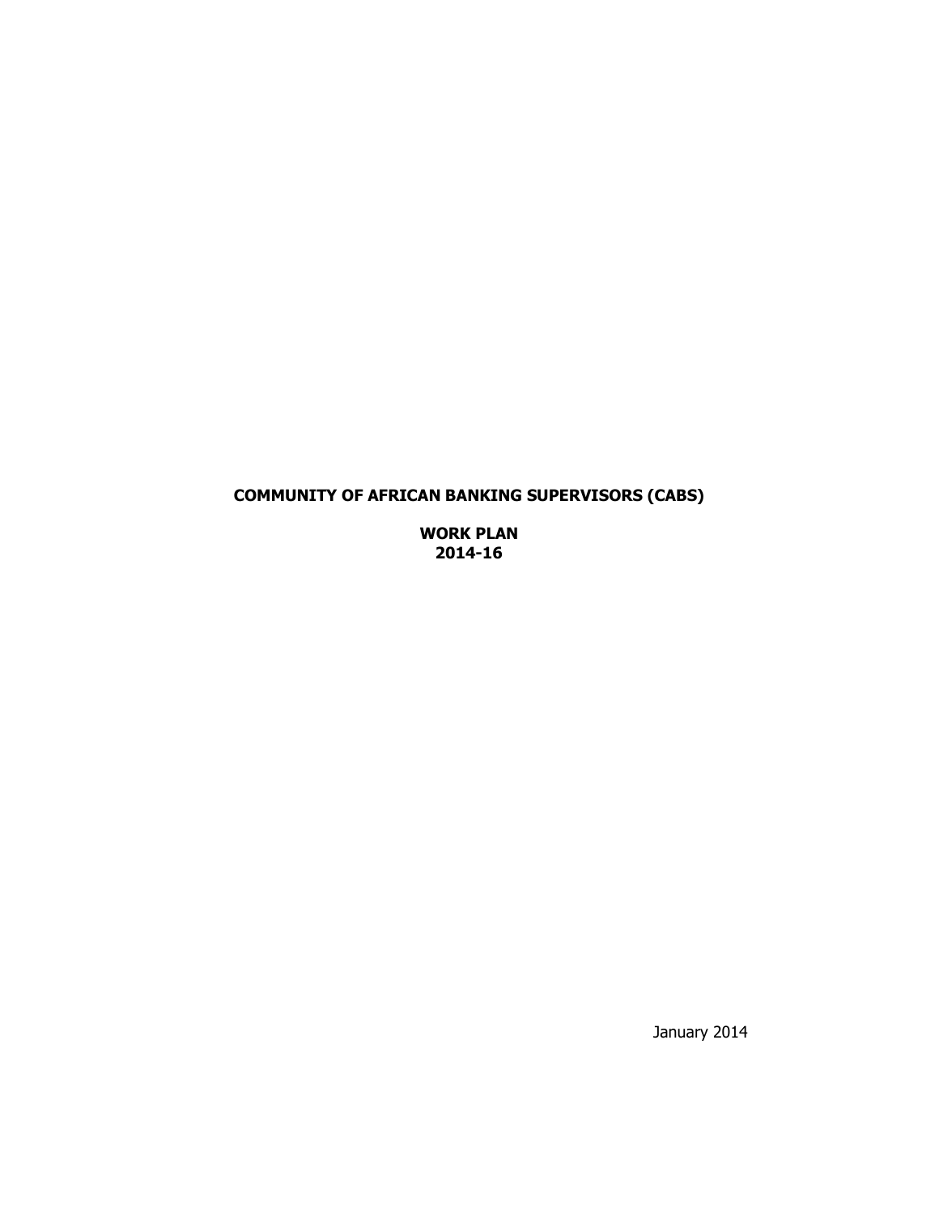**COMMUNITY OF AFRICAN BANKING SUPERVISORS (CABS)**

**WORK PLAN**
**2014-16**

January 2014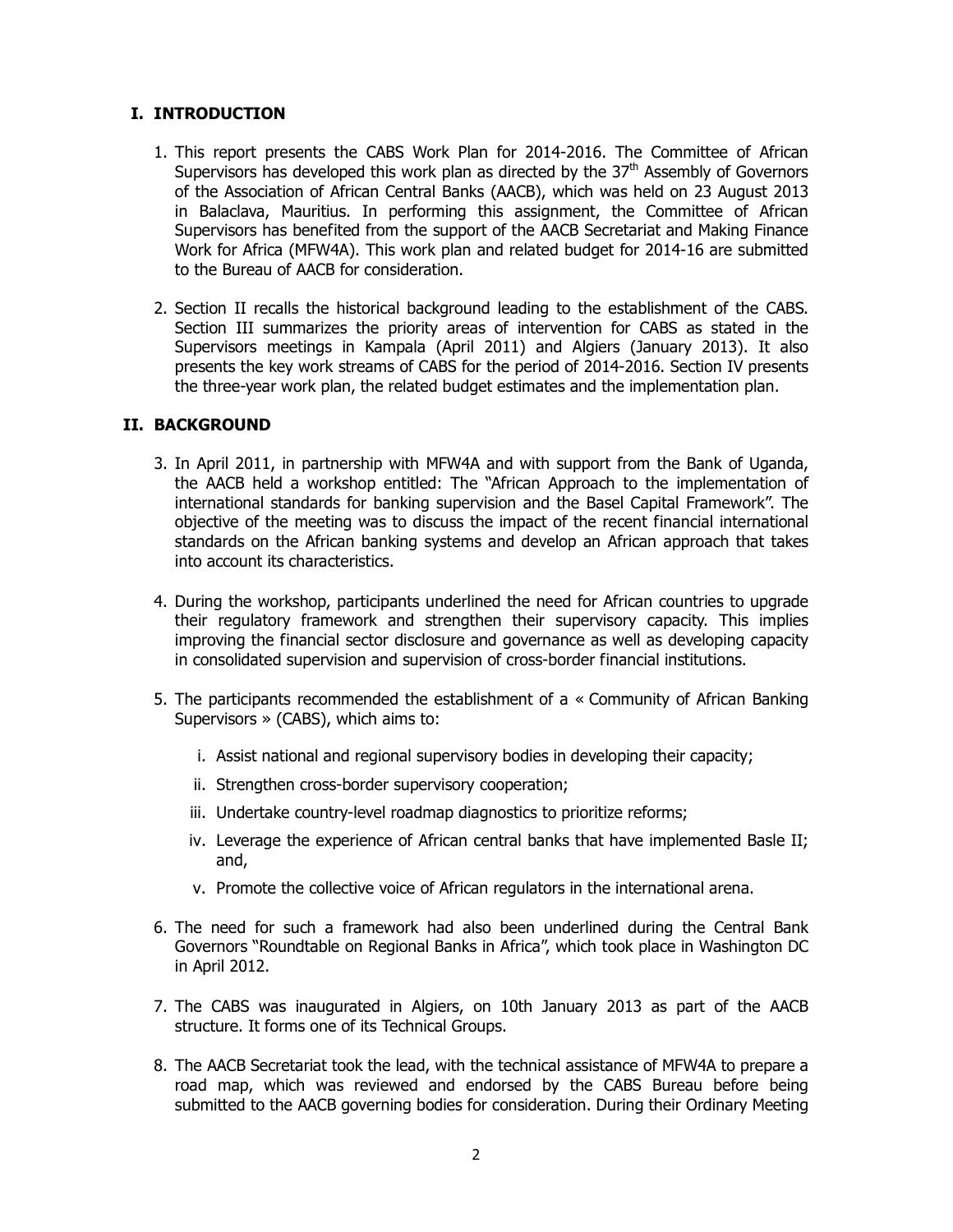## I. INTRODUCTION

1. This report presents the CABS Work Plan for 2014-2016. The Committee of African Supervisors has developed this work plan as directed by the 37th Assembly of Governors of the Association of African Central Banks (AACB), which was held on 23 August 2013 in Balaclava, Mauritius. In performing this assignment, the Committee of African Supervisors has benefited from the support of the AACB Secretariat and Making Finance Work for Africa (MFW4A). This work plan and related budget for 2014-16 are submitted to the Bureau of AACB for consideration.

2. Section II recalls the historical background leading to the establishment of the CABS. Section III summarizes the priority areas of intervention for CABS as stated in the Supervisors meetings in Kampala (April 2011) and Algiers (January 2013). It also presents the key work streams of CABS for the period of 2014-2016. Section IV presents the three-year work plan, the related budget estimates and the implementation plan.

## II. BACKGROUND

3. In April 2011, in partnership with MFW4A and with support from the Bank of Uganda, the AACB held a workshop entitled: The "African Approach to the implementation of international standards for banking supervision and the Basel Capital Framework". The objective of the meeting was to discuss the impact of the recent financial international standards on the African banking systems and develop an African approach that takes into account its characteristics.

4. During the workshop, participants underlined the need for African countries to upgrade their regulatory framework and strengthen their supervisory capacity. This implies improving the financial sector disclosure and governance as well as developing capacity in consolidated supervision and supervision of cross-border financial institutions.

5. The participants recommended the establishment of a « Community of African Banking Supervisors » (CABS), which aims to:

    i. Assist national and regional supervisory bodies in developing their capacity;

    ii. Strengthen cross-border supervisory cooperation;

    iii. Undertake country-level roadmap diagnostics to prioritize reforms;

    iv. Leverage the experience of African central banks that have implemented Basle II; and,

    v. Promote the collective voice of African regulators in the international arena.

6. The need for such a framework had also been underlined during the Central Bank Governors "Roundtable on Regional Banks in Africa", which took place in Washington DC in April 2012.

7. The CABS was inaugurated in Algiers, on 10th January 2013 as part of the AACB structure. It forms one of its Technical Groups.

8. The AACB Secretariat took the lead, with the technical assistance of MFW4A to prepare a road map, which was reviewed and endorsed by the CABS Bureau before being submitted to the AACB governing bodies for consideration. During their Ordinary Meeting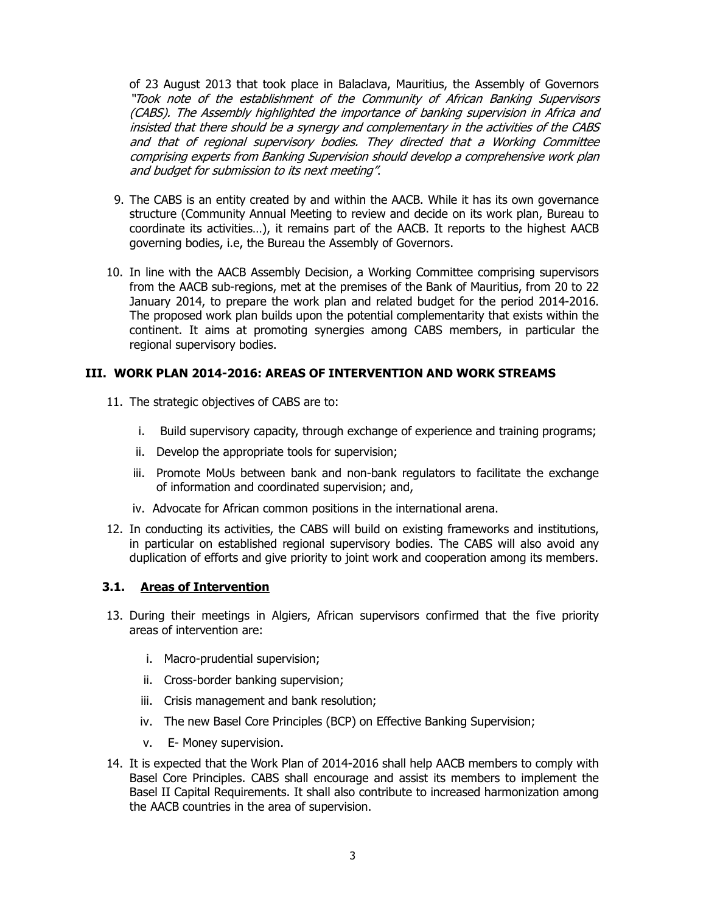of 23 August 2013 that took place in Balaclava, Mauritius, the Assembly of Governors *"Took note of the establishment of the Community of African Banking Supervisors (CABS). The Assembly highlighted the importance of banking supervision in Africa and insisted that there should be a synergy and complementary in the activities of the CABS and that of regional supervisory bodies. They directed that a Working Committee comprising experts from Banking Supervision should develop a comprehensive work plan and budget for submission to its next meeting"*.

9. The CABS is an entity created by and within the AACB. While it has its own governance structure (Community Annual Meeting to review and decide on its work plan, Bureau to coordinate its activities…), it remains part of the AACB. It reports to the highest AACB governing bodies, i.e, the Bureau the Assembly of Governors.

10. In line with the AACB Assembly Decision, a Working Committee comprising supervisors from the AACB sub-regions, met at the premises of the Bank of Mauritius, from 20 to 22 January 2014, to prepare the work plan and related budget for the period 2014-2016. The proposed work plan builds upon the potential complementarity that exists within the continent. It aims at promoting synergies among CABS members, in particular the regional supervisory bodies.

## III. WORK PLAN 2014-2016: AREAS OF INTERVENTION AND WORK STREAMS

11. The strategic objectives of CABS are to:

    i. Build supervisory capacity, through exchange of experience and training programs;

    ii. Develop the appropriate tools for supervision;

    iii. Promote MoUs between bank and non-bank regulators to facilitate the exchange of information and coordinated supervision; and,

    iv. Advocate for African common positions in the international arena.

12. In conducting its activities, the CABS will build on existing frameworks and institutions, in particular on established regional supervisory bodies. The CABS will also avoid any duplication of efforts and give priority to joint work and cooperation among its members.

### 3.1. <u>Areas of Intervention</u>

13. During their meetings in Algiers, African supervisors confirmed that the five priority areas of intervention are:

    i. Macro-prudential supervision;

    ii. Cross-border banking supervision;

    iii. Crisis management and bank resolution;

    iv. The new Basel Core Principles (BCP) on Effective Banking Supervision;

    v. E- Money supervision.

14. It is expected that the Work Plan of 2014-2016 shall help AACB members to comply with Basel Core Principles. CABS shall encourage and assist its members to implement the Basel II Capital Requirements. It shall also contribute to increased harmonization among the AACB countries in the area of supervision.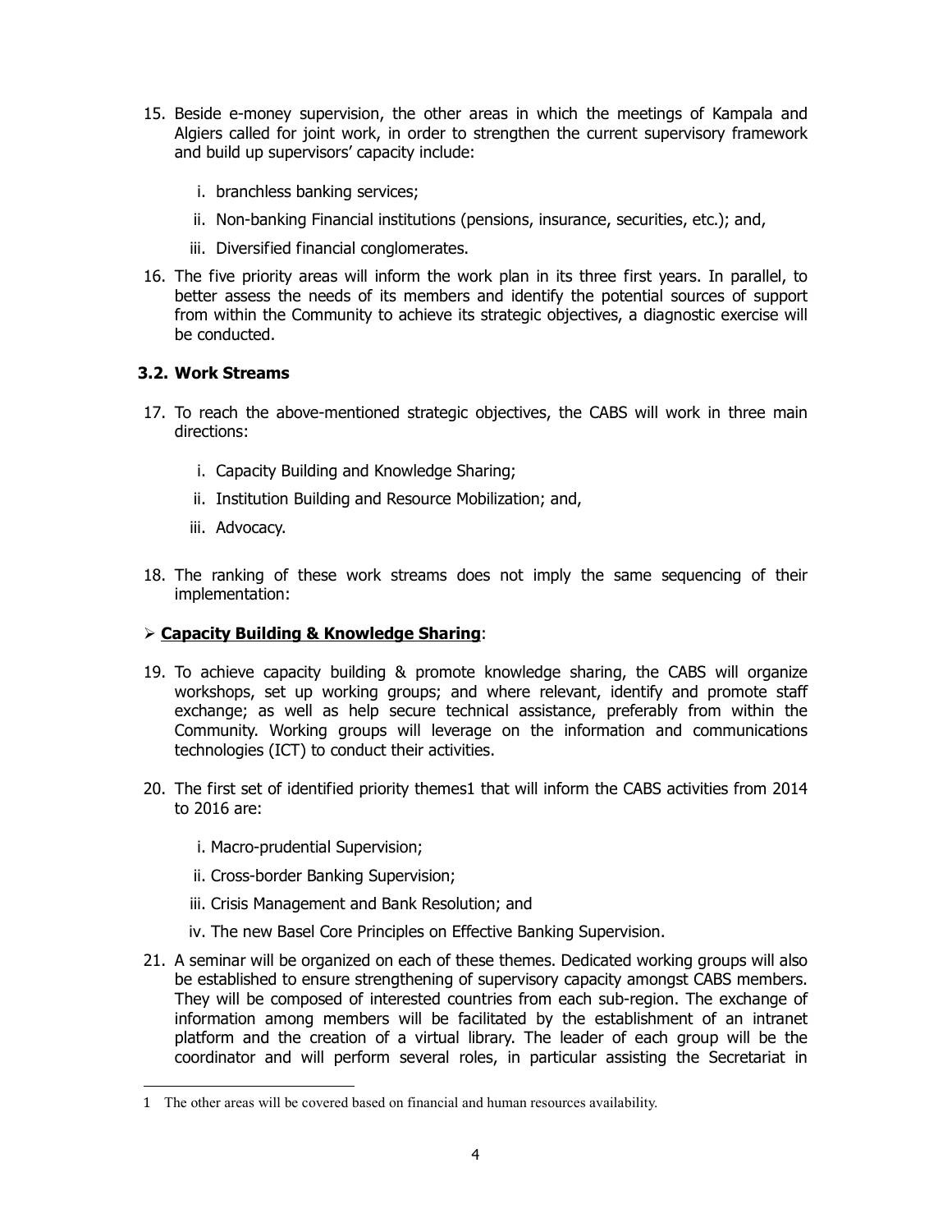15. Beside e-money supervision, the other areas in which the meetings of Kampala and Algiers called for joint work, in order to strengthen the current supervisory framework and build up supervisors' capacity include:

    i. branchless banking services;

    ii. Non-banking Financial institutions (pensions, insurance, securities, etc.); and,

    iii. Diversified financial conglomerates.

16. The five priority areas will inform the work plan in its three first years. In parallel, to better assess the needs of its members and identify the potential sources of support from within the Community to achieve its strategic objectives, a diagnostic exercise will be conducted.

### 3.2. Work Streams

17. To reach the above-mentioned strategic objectives, the CABS will work in three main directions:

    i. Capacity Building and Knowledge Sharing;

    ii. Institution Building and Resource Mobilization; and,

    iii. Advocacy.

18. The ranking of these work streams does not imply the same sequencing of their implementation:

➢ **<u>Capacity Building & Knowledge Sharing</u>**:

19. To achieve capacity building & promote knowledge sharing, the CABS will organize workshops, set up working groups; and where relevant, identify and promote staff exchange; as well as help secure technical assistance, preferably from within the Community. Working groups will leverage on the information and communications technologies (ICT) to conduct their activities.

20. The first set of identified priority themes[1] that will inform the CABS activities from 2014 to 2016 are:

    i. Macro-prudential Supervision;

    ii. Cross-border Banking Supervision;

    iii. Crisis Management and Bank Resolution; and

    iv. The new Basel Core Principles on Effective Banking Supervision.

21. A seminar will be organized on each of these themes. Dedicated working groups will also be established to ensure strengthening of supervisory capacity amongst CABS members. They will be composed of interested countries from each sub-region. The exchange of information among members will be facilitated by the establishment of an intranet platform and the creation of a virtual library. The leader of each group will be the coordinator and will perform several roles, in particular assisting the Secretariat in

---

[1] The other areas will be covered based on financial and human resources availability.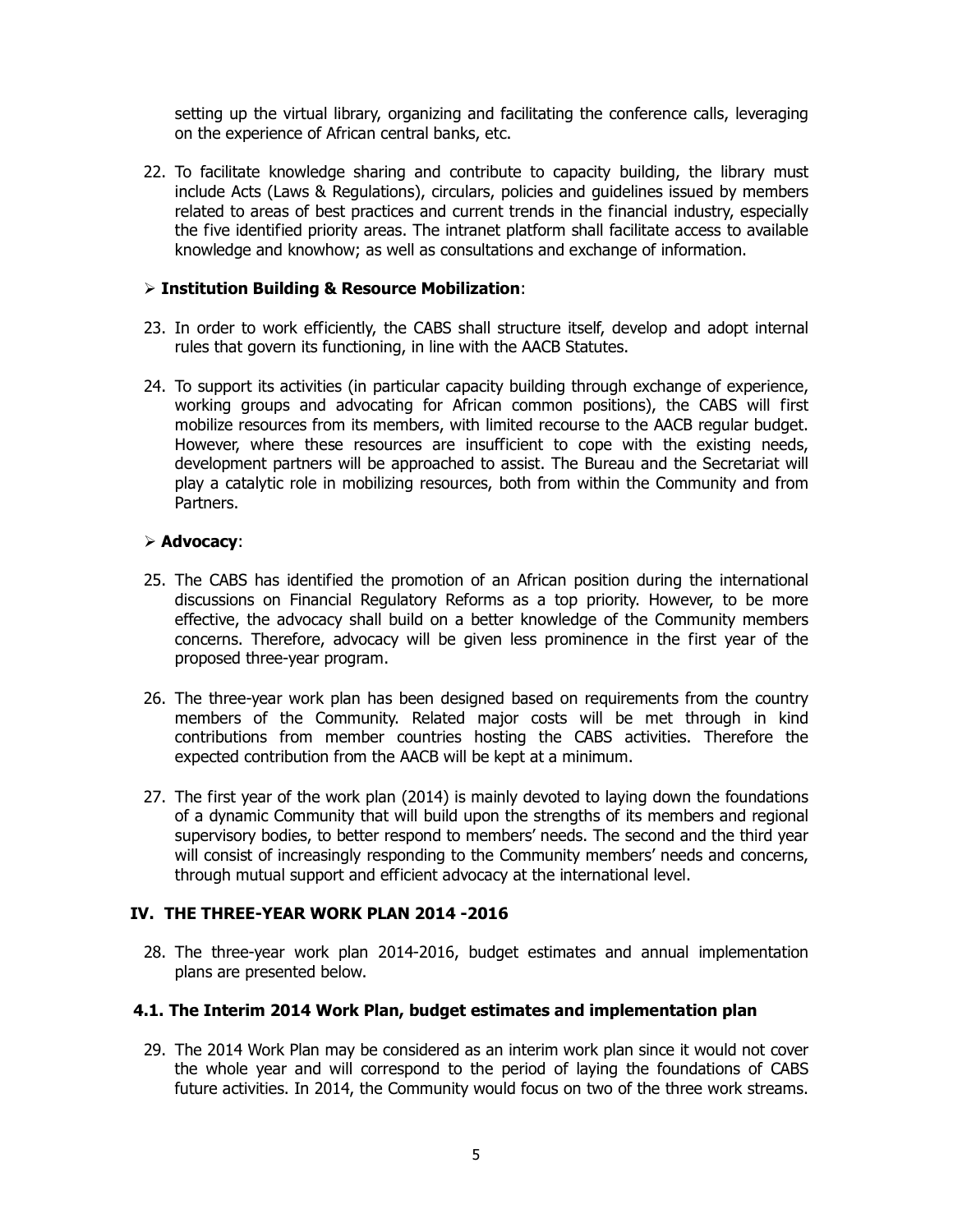setting up the virtual library, organizing and facilitating the conference calls, leveraging on the experience of African central banks, etc.

22. To facilitate knowledge sharing and contribute to capacity building, the library must include Acts (Laws & Regulations), circulars, policies and guidelines issued by members related to areas of best practices and current trends in the financial industry, especially the five identified priority areas. The intranet platform shall facilitate access to available knowledge and knowhow; as well as consultations and exchange of information.

- **Institution Building & Resource Mobilization**:

23. In order to work efficiently, the CABS shall structure itself, develop and adopt internal rules that govern its functioning, in line with the AACB Statutes.

24. To support its activities (in particular capacity building through exchange of experience, working groups and advocating for African common positions), the CABS will first mobilize resources from its members, with limited recourse to the AACB regular budget. However, where these resources are insufficient to cope with the existing needs, development partners will be approached to assist. The Bureau and the Secretariat will play a catalytic role in mobilizing resources, both from within the Community and from Partners.

- **Advocacy**:

25. The CABS has identified the promotion of an African position during the international discussions on Financial Regulatory Reforms as a top priority. However, to be more effective, the advocacy shall build on a better knowledge of the Community members concerns. Therefore, advocacy will be given less prominence in the first year of the proposed three-year program.

26. The three-year work plan has been designed based on requirements from the country members of the Community. Related major costs will be met through in kind contributions from member countries hosting the CABS activities. Therefore the expected contribution from the AACB will be kept at a minimum.

27. The first year of the work plan (2014) is mainly devoted to laying down the foundations of a dynamic Community that will build upon the strengths of its members and regional supervisory bodies, to better respond to members' needs. The second and the third year will consist of increasingly responding to the Community members' needs and concerns, through mutual support and efficient advocacy at the international level.

## IV. THE THREE-YEAR WORK PLAN 2014 -2016

28. The three-year work plan 2014-2016, budget estimates and annual implementation plans are presented below.

### 4.1. The Interim 2014 Work Plan, budget estimates and implementation plan

29. The 2014 Work Plan may be considered as an interim work plan since it would not cover the whole year and will correspond to the period of laying the foundations of CABS future activities. In 2014, the Community would focus on two of the three work streams.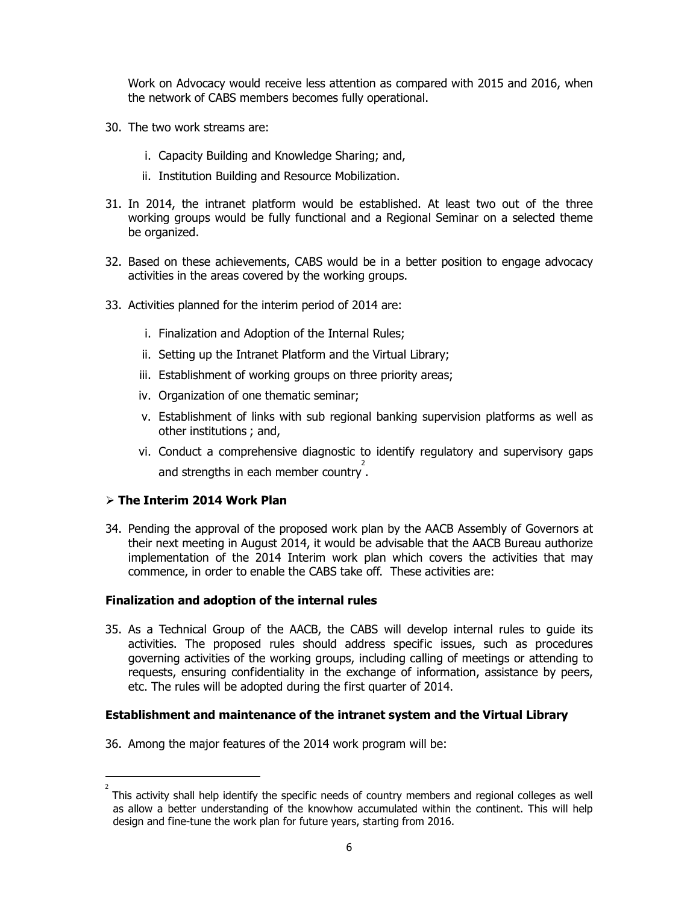Work on Advocacy would receive less attention as compared with 2015 and 2016, when the network of CABS members becomes fully operational.

30. The two work streams are:

    i. Capacity Building and Knowledge Sharing; and,

    ii. Institution Building and Resource Mobilization.

31. In 2014, the intranet platform would be established. At least two out of the three working groups would be fully functional and a Regional Seminar on a selected theme be organized.

32. Based on these achievements, CABS would be in a better position to engage advocacy activities in the areas covered by the working groups.

33. Activities planned for the interim period of 2014 are:

    i. Finalization and Adoption of the Internal Rules;

    ii. Setting up the Intranet Platform and the Virtual Library;

    iii. Establishment of working groups on three priority areas;

    iv. Organization of one thematic seminar;

    v. Establishment of links with sub regional banking supervision platforms as well as other institutions ; and,

    vi. Conduct a comprehensive diagnostic to identify regulatory and supervisory gaps and strengths in each member country[2].

## ➢ **The Interim 2014 Work Plan**

34. Pending the approval of the proposed work plan by the AACB Assembly of Governors at their next meeting in August 2014, it would be advisable that the AACB Bureau authorize implementation of the 2014 Interim work plan which covers the activities that may commence, in order to enable the CABS take off. These activities are:

### **Finalization and adoption of the internal rules**

35. As a Technical Group of the AACB, the CABS will develop internal rules to guide its activities. The proposed rules should address specific issues, such as procedures governing activities of the working groups, including calling of meetings or attending to requests, ensuring confidentiality in the exchange of information, assistance by peers, etc. The rules will be adopted during the first quarter of 2014.

### **Establishment and maintenance of the intranet system and the Virtual Library**

36. Among the major features of the 2014 work program will be:

---

[2] This activity shall help identify the specific needs of country members and regional colleges as well as allow a better understanding of the knowhow accumulated within the continent. This will help design and fine-tune the work plan for future years, starting from 2016.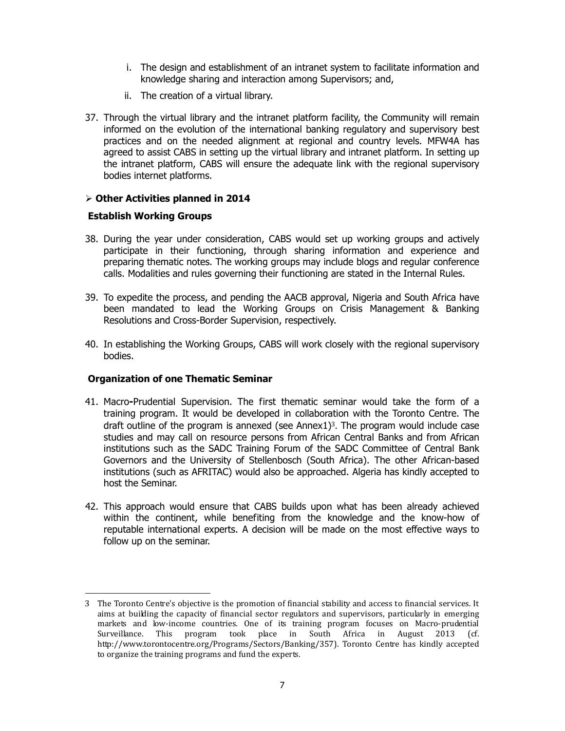i. The design and establishment of an intranet system to facilitate information and knowledge sharing and interaction among Supervisors; and,

ii. The creation of a virtual library.

37. Through the virtual library and the intranet platform facility, the Community will remain informed on the evolution of the international banking regulatory and supervisory best practices and on the needed alignment at regional and country levels. MFW4A has agreed to assist CABS in setting up the virtual library and intranet platform. In setting up the intranet platform, CABS will ensure the adequate link with the regional supervisory bodies internet platforms.

➢ **Other Activities planned in 2014**

**Establish Working Groups**

38. During the year under consideration, CABS would set up working groups and actively participate in their functioning, through sharing information and experience and preparing thematic notes. The working groups may include blogs and regular conference calls. Modalities and rules governing their functioning are stated in the Internal Rules.

39. To expedite the process, and pending the AACB approval, Nigeria and South Africa have been mandated to lead the Working Groups on Crisis Management & Banking Resolutions and Cross-Border Supervision, respectively.

40. In establishing the Working Groups, CABS will work closely with the regional supervisory bodies.

**Organization of one Thematic Seminar**

41. Macro-Prudential Supervision. The first thematic seminar would take the form of a training program. It would be developed in collaboration with the Toronto Centre. The draft outline of the program is annexed (see Annex1)[3]. The program would include case studies and may call on resource persons from African Central Banks and from African institutions such as the SADC Training Forum of the SADC Committee of Central Bank Governors and the University of Stellenbosch (South Africa). The other African-based institutions (such as AFRITAC) would also be approached. Algeria has kindly accepted to host the Seminar.

42. This approach would ensure that CABS builds upon what has been already achieved within the continent, while benefiting from the knowledge and the know-how of reputable international experts. A decision will be made on the most effective ways to follow up on the seminar.

---

3 The Toronto Centre's objective is the promotion of financial stability and access to financial services. It aims at building the capacity of financial sector regulators and supervisors, particularly in emerging markets and low-income countries. One of its training program focuses on Macro-prudential Surveillance. This program took place in South Africa in August 2013 (cf. http://www.torontocentre.org/Programs/Sectors/Banking/357). Toronto Centre has kindly accepted to organize the training programs and fund the experts.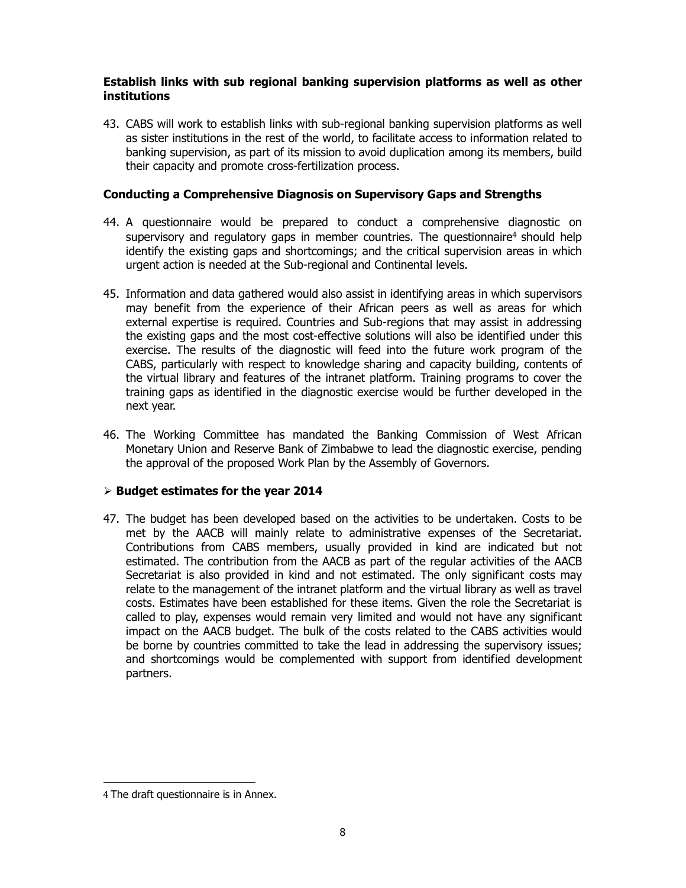**Establish links with sub regional banking supervision platforms as well as other institutions**

43. CABS will work to establish links with sub-regional banking supervision platforms as well as sister institutions in the rest of the world, to facilitate access to information related to banking supervision, as part of its mission to avoid duplication among its members, build their capacity and promote cross-fertilization process.

**Conducting a Comprehensive Diagnosis on Supervisory Gaps and Strengths**

44. A questionnaire would be prepared to conduct a comprehensive diagnostic on supervisory and regulatory gaps in member countries. The questionnaire[4] should help identify the existing gaps and shortcomings; and the critical supervision areas in which urgent action is needed at the Sub-regional and Continental levels.

45. Information and data gathered would also assist in identifying areas in which supervisors may benefit from the experience of their African peers as well as areas for which external expertise is required. Countries and Sub-regions that may assist in addressing the existing gaps and the most cost-effective solutions will also be identified under this exercise. The results of the diagnostic will feed into the future work program of the CABS, particularly with respect to knowledge sharing and capacity building, contents of the virtual library and features of the intranet platform. Training programs to cover the training gaps as identified in the diagnostic exercise would be further developed in the next year.

46. The Working Committee has mandated the Banking Commission of West African Monetary Union and Reserve Bank of Zimbabwe to lead the diagnostic exercise, pending the approval of the proposed Work Plan by the Assembly of Governors.

- **Budget estimates for the year 2014**

47. The budget has been developed based on the activities to be undertaken. Costs to be met by the AACB will mainly relate to administrative expenses of the Secretariat. Contributions from CABS members, usually provided in kind are indicated but not estimated. The contribution from the AACB as part of the regular activities of the AACB Secretariat is also provided in kind and not estimated. The only significant costs may relate to the management of the intranet platform and the virtual library as well as travel costs. Estimates have been established for these items. Given the role the Secretariat is called to play, expenses would remain very limited and would not have any significant impact on the AACB budget. The bulk of the costs related to the CABS activities would be borne by countries committed to take the lead in addressing the supervisory issues; and shortcomings would be complemented with support from identified development partners.

---

4 The draft questionnaire is in Annex.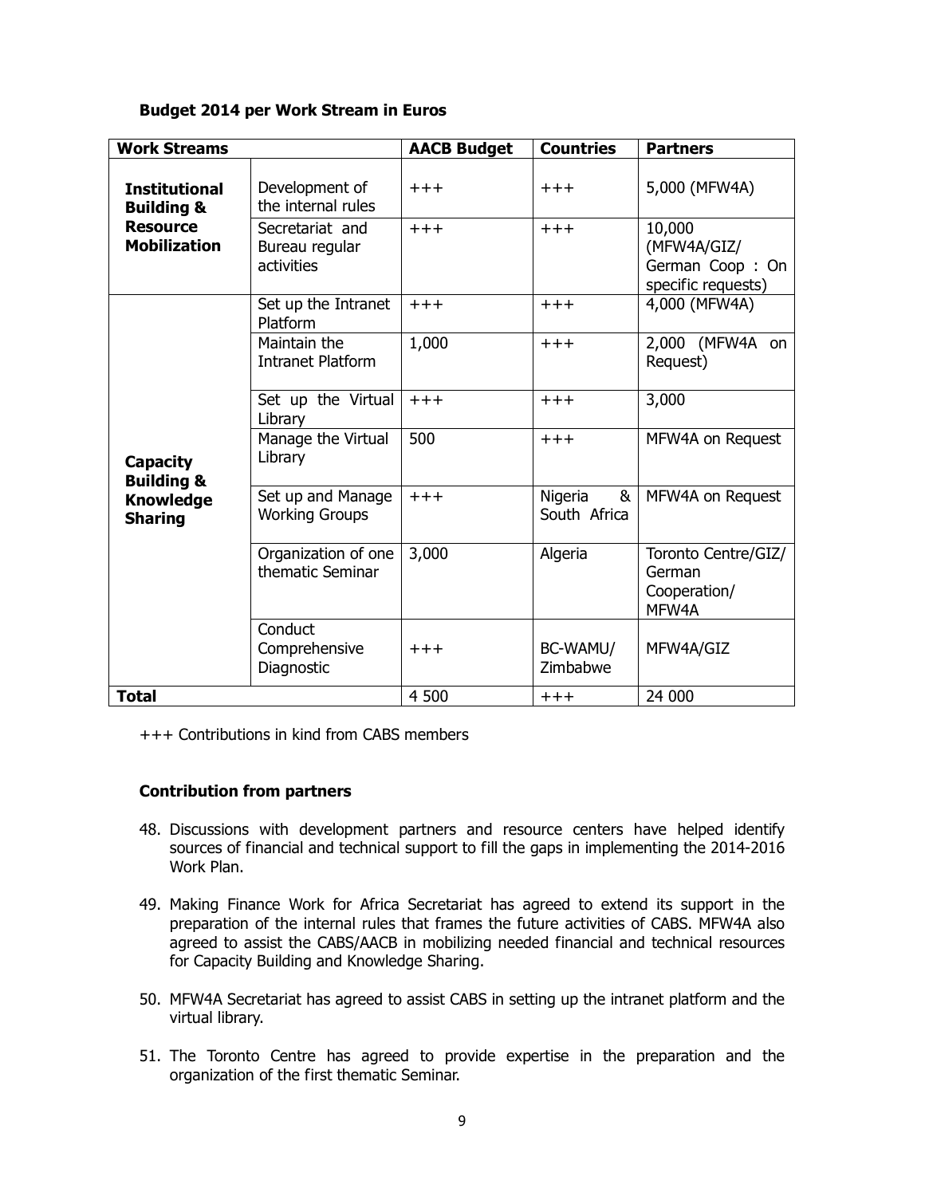**Budget 2014 per Work Stream in Euros**

| Work Streams | | AACB Budget | Countries | Partners |
|---|---|---|---|---|
| **Institutional Building & Resource Mobilization** | Development of the internal rules | +++ | +++ | 5,000 (MFW4A) |
| | Secretariat and Bureau regular activities | +++ | +++ | 10,000 (MFW4A/GIZ/ German Coop : On specific requests) |
| **Capacity Building & Knowledge Sharing** | Set up the Intranet Platform | +++ | +++ | 4,000 (MFW4A) |
| | Maintain the Intranet Platform | 1,000 | +++ | 2,000 (MFW4A on Request) |
| | Set up the Virtual Library | +++ | +++ | 3,000 |
| | Manage the Virtual Library | 500 | +++ | MFW4A on Request |
| | Set up and Manage Working Groups | +++ | Nigeria & South Africa | MFW4A on Request |
| | Organization of one thematic Seminar | 3,000 | Algeria | Toronto Centre/GIZ/ German Cooperation/ MFW4A |
| | Conduct Comprehensive Diagnostic | +++ | BC-WAMU/ Zimbabwe | MFW4A/GIZ |
| **Total** | | 4 500 | +++ | 24 000 |

+++ Contributions in kind from CABS members

**Contribution from partners**

48. Discussions with development partners and resource centers have helped identify sources of financial and technical support to fill the gaps in implementing the 2014-2016 Work Plan.

49. Making Finance Work for Africa Secretariat has agreed to extend its support in the preparation of the internal rules that frames the future activities of CABS. MFW4A also agreed to assist the CABS/AACB in mobilizing needed financial and technical resources for Capacity Building and Knowledge Sharing.

50. MFW4A Secretariat has agreed to assist CABS in setting up the intranet platform and the virtual library.

51. The Toronto Centre has agreed to provide expertise in the preparation and the organization of the first thematic Seminar.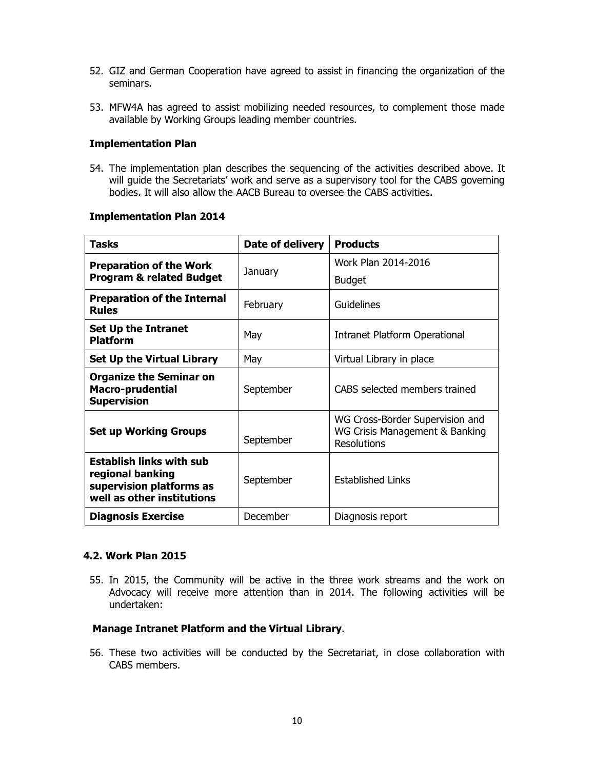52. GIZ and German Cooperation have agreed to assist in financing the organization of the seminars.

53. MFW4A has agreed to assist mobilizing needed resources, to complement those made available by Working Groups leading member countries.

**Implementation Plan**

54. The implementation plan describes the sequencing of the activities described above. It will guide the Secretariats' work and serve as a supervisory tool for the CABS governing bodies. It will also allow the AACB Bureau to oversee the CABS activities.

**Implementation Plan 2014**

| Tasks | Date of delivery | Products |
|---|---|---|
| **Preparation of the Work Program & related Budget** | January | Work Plan 2014-2016<br>Budget |
| **Preparation of the Internal Rules** | February | Guidelines |
| **Set Up the Intranet Platform** | May | Intranet Platform Operational |
| **Set Up the Virtual Library** | May | Virtual Library in place |
| **Organize the Seminar on Macro-prudential Supervision** | September | CABS selected members trained |
| **Set up Working Groups** | September | WG Cross-Border Supervision and WG Crisis Management & Banking Resolutions |
| **Establish links with sub regional banking supervision platforms as well as other institutions** | September | Established Links |
| **Diagnosis Exercise** | December | Diagnosis report |

### 4.2. Work Plan 2015

55. In 2015, the Community will be active in the three work streams and the work on Advocacy will receive more attention than in 2014. The following activities will be undertaken:

**Manage Intranet Platform and the Virtual Library**.

56. These two activities will be conducted by the Secretariat, in close collaboration with CABS members.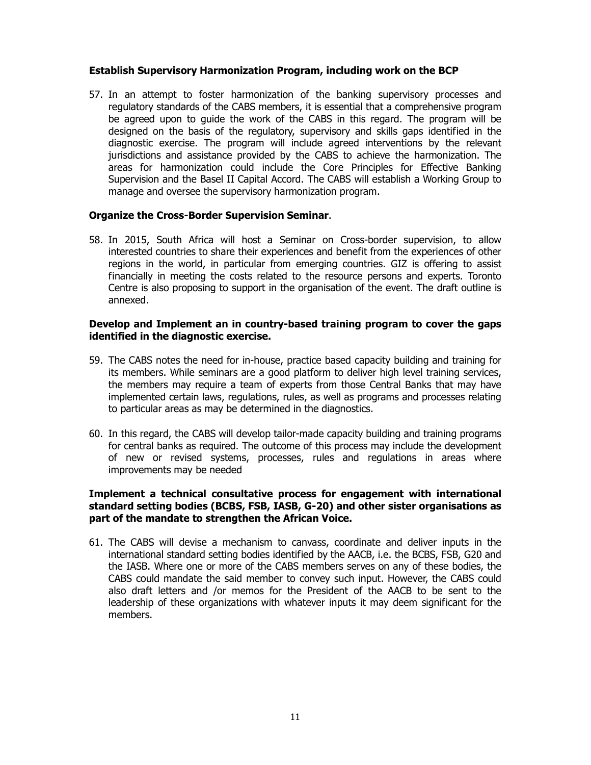**Establish Supervisory Harmonization Program, including work on the BCP**

57. In an attempt to foster harmonization of the banking supervisory processes and regulatory standards of the CABS members, it is essential that a comprehensive program be agreed upon to guide the work of the CABS in this regard. The program will be designed on the basis of the regulatory, supervisory and skills gaps identified in the diagnostic exercise. The program will include agreed interventions by the relevant jurisdictions and assistance provided by the CABS to achieve the harmonization. The areas for harmonization could include the Core Principles for Effective Banking Supervision and the Basel II Capital Accord. The CABS will establish a Working Group to manage and oversee the supervisory harmonization program.

**Organize the Cross-Border Supervision Seminar**.

58. In 2015, South Africa will host a Seminar on Cross-border supervision, to allow interested countries to share their experiences and benefit from the experiences of other regions in the world, in particular from emerging countries. GIZ is offering to assist financially in meeting the costs related to the resource persons and experts. Toronto Centre is also proposing to support in the organisation of the event. The draft outline is annexed.

**Develop and Implement an in country-based training program to cover the gaps identified in the diagnostic exercise.**

59. The CABS notes the need for in-house, practice based capacity building and training for its members. While seminars are a good platform to deliver high level training services, the members may require a team of experts from those Central Banks that may have implemented certain laws, regulations, rules, as well as programs and processes relating to particular areas as may be determined in the diagnostics.

60. In this regard, the CABS will develop tailor-made capacity building and training programs for central banks as required. The outcome of this process may include the development of new or revised systems, processes, rules and regulations in areas where improvements may be needed

**Implement a technical consultative process for engagement with international standard setting bodies (BCBS, FSB, IASB, G-20) and other sister organisations as part of the mandate to strengthen the African Voice.**

61. The CABS will devise a mechanism to canvass, coordinate and deliver inputs in the international standard setting bodies identified by the AACB, i.e. the BCBS, FSB, G20 and the IASB. Where one or more of the CABS members serves on any of these bodies, the CABS could mandate the said member to convey such input. However, the CABS could also draft letters and /or memos for the President of the AACB to be sent to the leadership of these organizations with whatever inputs it may deem significant for the members.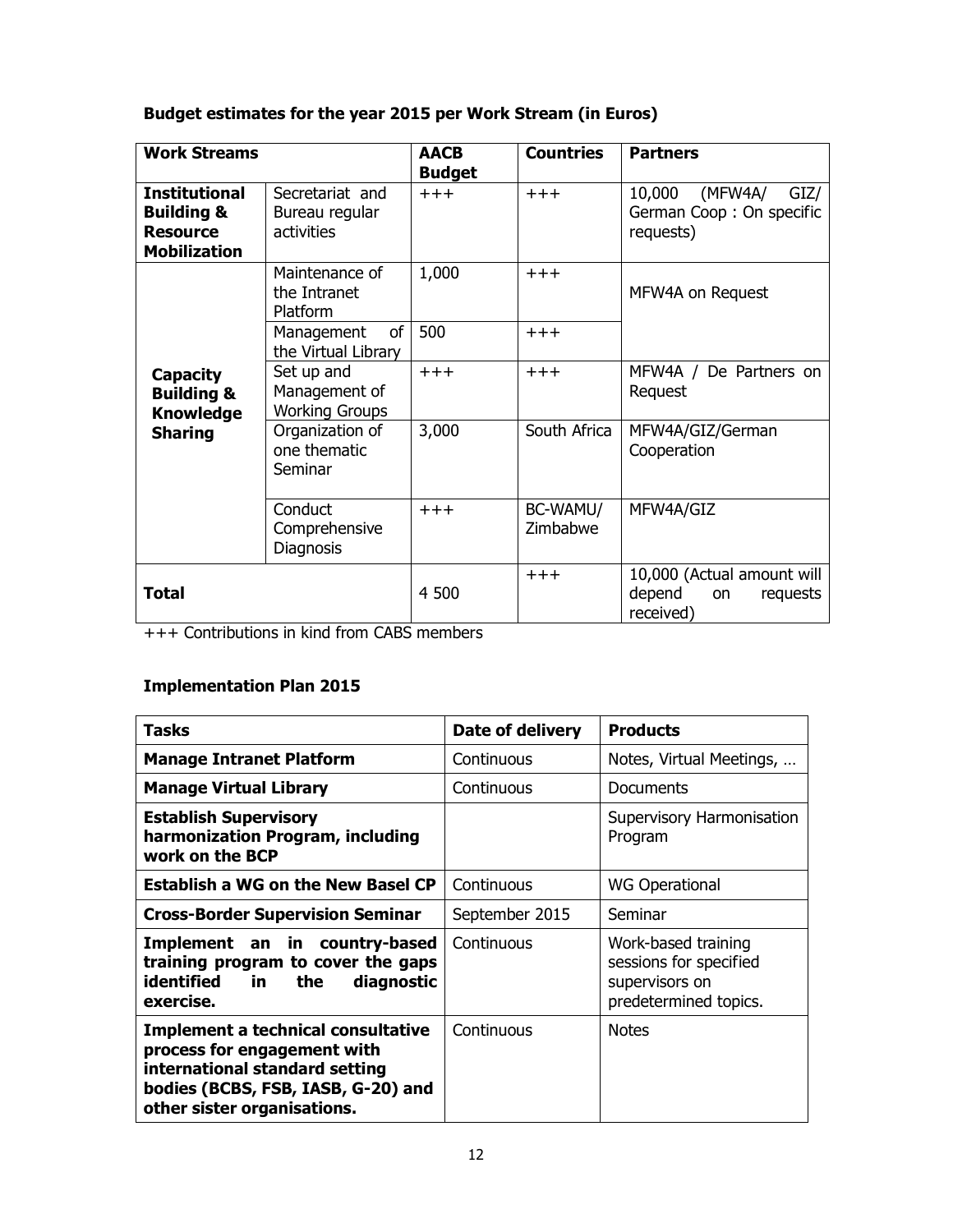**Budget estimates for the year 2015 per Work Stream (in Euros)**

| Work Streams | | AACB Budget | Countries | Partners |
|---|---|---|---|---|
| **Institutional Building & Resource Mobilization** | Secretariat and Bureau regular activities | +++ | +++ | 10,000 (MFW4A/ GIZ/ German Coop : On specific requests) |
| **Capacity Building & Knowledge Sharing** | Maintenance of the Intranet Platform | 1,000 | +++ | MFW4A on Request |
| | Management of the Virtual Library | 500 | +++ | |
| | Set up and Management of Working Groups | +++ | +++ | MFW4A / De Partners on Request |
| | Organization of one thematic Seminar | 3,000 | South Africa | MFW4A/GIZ/German Cooperation |
| | Conduct Comprehensive Diagnosis | +++ | BC-WAMU/ Zimbabwe | MFW4A/GIZ |
| **Total** | | 4 500 | +++ | 10,000 (Actual amount will depend on requests received) |

+++ Contributions in kind from CABS members

**Implementation Plan 2015**

| Tasks | Date of delivery | Products |
|---|---|---|
| **Manage Intranet Platform** | Continuous | Notes, Virtual Meetings, … |
| **Manage Virtual Library** | Continuous | Documents |
| **Establish Supervisory harmonization Program, including work on the BCP** | | Supervisory Harmonisation Program |
| **Establish a WG on the New Basel CP** | Continuous | WG Operational |
| **Cross-Border Supervision Seminar** | September 2015 | Seminar |
| **Implement an in country-based training program to cover the gaps identified in the diagnostic exercise.** | Continuous | Work-based training sessions for specified supervisors on predetermined topics. |
| **Implement a technical consultative process for engagement with international standard setting bodies (BCBS, FSB, IASB, G-20) and other sister organisations.** | Continuous | Notes |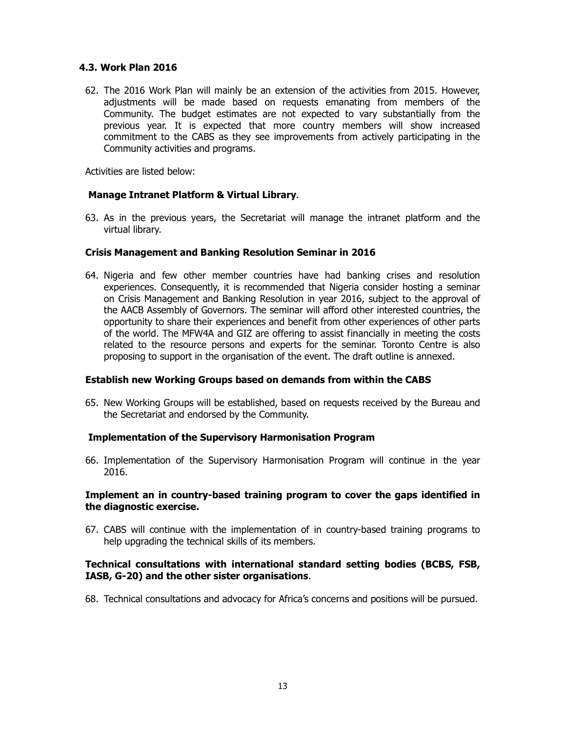### 4.3. Work Plan 2016

62. The 2016 Work Plan will mainly be an extension of the activities from 2015. However, adjustments will be made based on requests emanating from members of the Community. The budget estimates are not expected to vary substantially from the previous year. It is expected that more country members will show increased commitment to the CABS as they see improvements from actively participating in the Community activities and programs.

Activities are listed below:

**Manage Intranet Platform & Virtual Library**.

63. As in the previous years, the Secretariat will manage the intranet platform and the virtual library.

**Crisis Management and Banking Resolution Seminar in 2016**

64. Nigeria and few other member countries have had banking crises and resolution experiences. Consequently, it is recommended that Nigeria consider hosting a seminar on Crisis Management and Banking Resolution in year 2016, subject to the approval of the AACB Assembly of Governors. The seminar will afford other interested countries, the opportunity to share their experiences and benefit from other experiences of other parts of the world. The MFW4A and GIZ are offering to assist financially in meeting the costs related to the resource persons and experts for the seminar. Toronto Centre is also proposing to support in the organisation of the event. The draft outline is annexed.

**Establish new Working Groups based on demands from within the CABS**

65. New Working Groups will be established, based on requests received by the Bureau and the Secretariat and endorsed by the Community.

**Implementation of the Supervisory Harmonisation Program**

66. Implementation of the Supervisory Harmonisation Program will continue in the year 2016.

**Implement an in country-based training program to cover the gaps identified in the diagnostic exercise.**

67. CABS will continue with the implementation of in country-based training programs to help upgrading the technical skills of its members.

**Technical consultations with international standard setting bodies (BCBS, FSB, IASB, G-20) and the other sister organisations**.

68. Technical consultations and advocacy for Africa's concerns and positions will be pursued.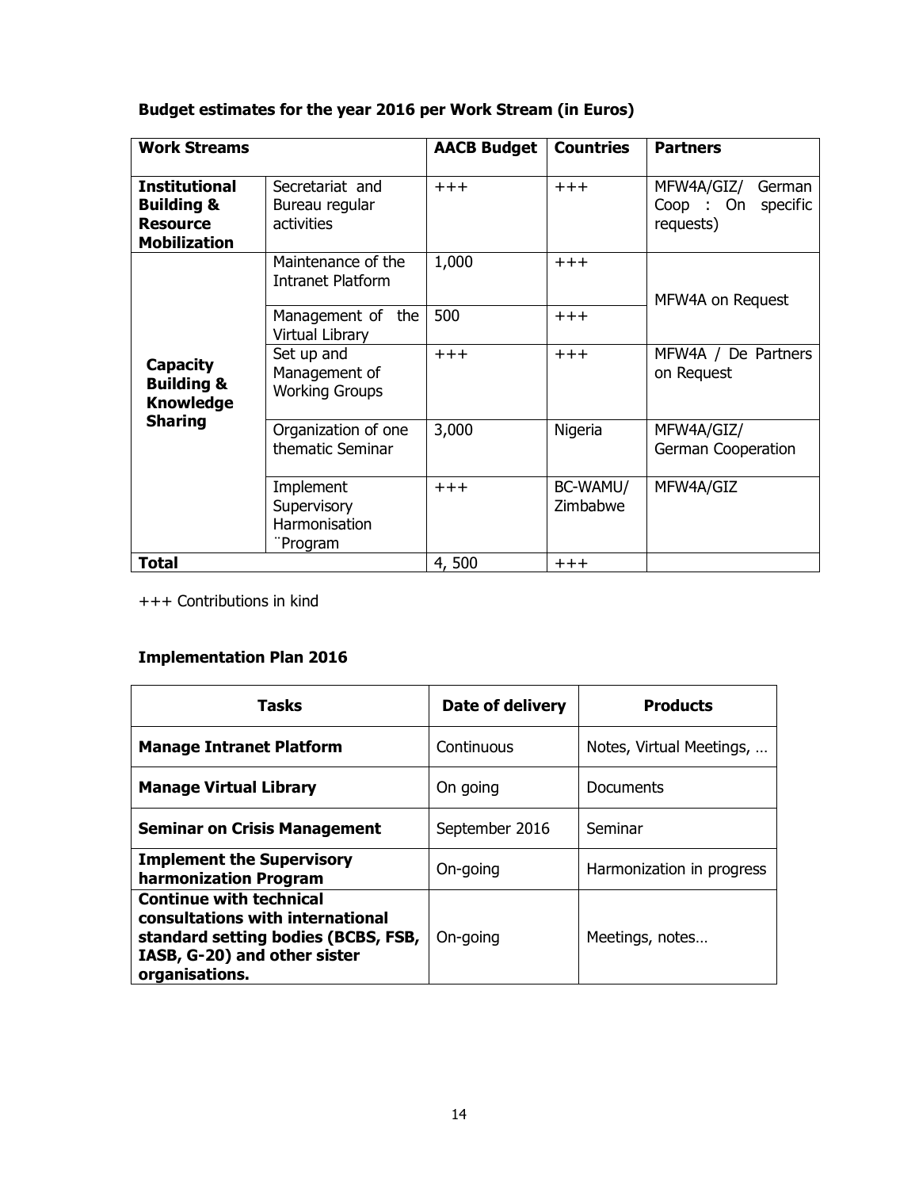**Budget estimates for the year 2016 per Work Stream (in Euros)**

| Work Streams | | AACB Budget | Countries | Partners |
|---|---|---|---|---|
| **Institutional Building & Resource Mobilization** | Secretariat and Bureau regular activities | +++ | +++ | MFW4A/GIZ/ German Coop : On specific requests) |
| **Capacity Building & Knowledge Sharing** | Maintenance of the Intranet Platform | 1,000 | +++ | MFW4A on Request |
| | Management of the Virtual Library | 500 | +++ | |
| | Set up and Management of Working Groups | +++ | +++ | MFW4A / De Partners on Request |
| | Organization of one thematic Seminar | 3,000 | Nigeria | MFW4A/GIZ/ German Cooperation |
| | Implement Supervisory Harmonisation ¨Program | +++ | BC-WAMU/ Zimbabwe | MFW4A/GIZ |
| **Total** | | 4, 500 | +++ | |

+++ Contributions in kind

**Implementation Plan 2016**

| Tasks | Date of delivery | Products |
|---|---|---|
| **Manage Intranet Platform** | Continuous | Notes, Virtual Meetings, … |
| **Manage Virtual Library** | On going | Documents |
| **Seminar on Crisis Management** | September 2016 | Seminar |
| **Implement the Supervisory harmonization Program** | On-going | Harmonization in progress |
| **Continue with technical consultations with international standard setting bodies (BCBS, FSB, IASB, G-20) and other sister organisations.** | On-going | Meetings, notes… |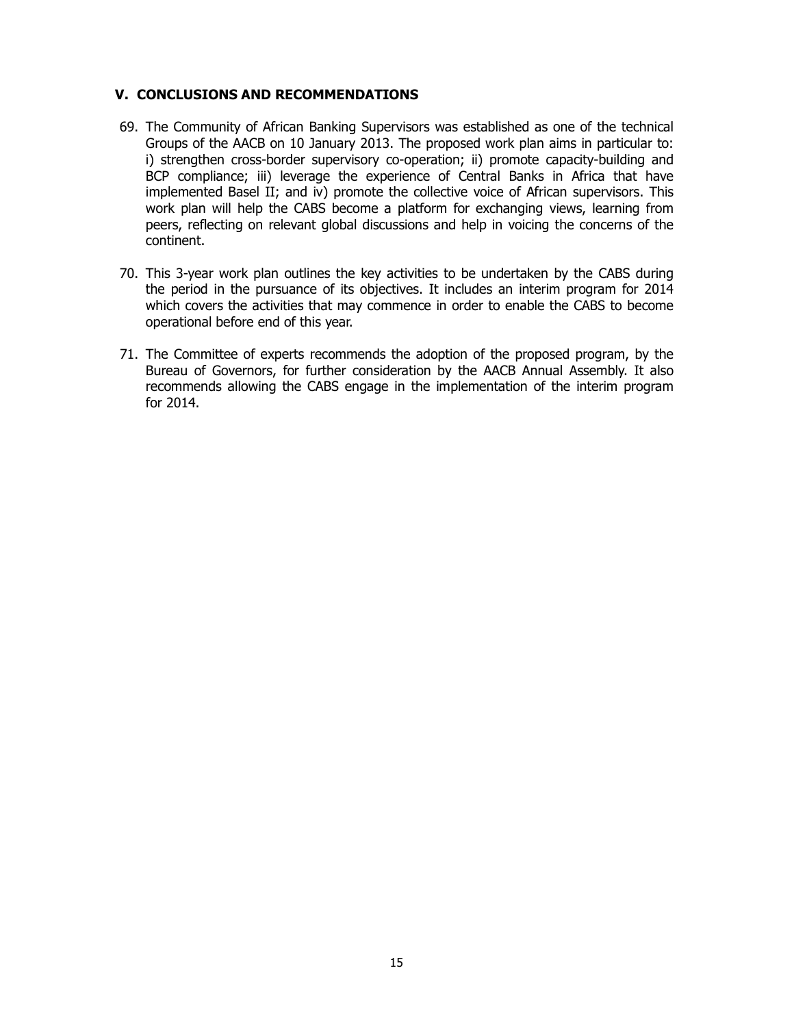## V. CONCLUSIONS AND RECOMMENDATIONS

69. The Community of African Banking Supervisors was established as one of the technical Groups of the AACB on 10 January 2013. The proposed work plan aims in particular to: i) strengthen cross-border supervisory co-operation; ii) promote capacity-building and BCP compliance; iii) leverage the experience of Central Banks in Africa that have implemented Basel II; and iv) promote the collective voice of African supervisors. This work plan will help the CABS become a platform for exchanging views, learning from peers, reflecting on relevant global discussions and help in voicing the concerns of the continent.

70. This 3-year work plan outlines the key activities to be undertaken by the CABS during the period in the pursuance of its objectives. It includes an interim program for 2014 which covers the activities that may commence in order to enable the CABS to become operational before end of this year.

71. The Committee of experts recommends the adoption of the proposed program, by the Bureau of Governors, for further consideration by the AACB Annual Assembly. It also recommends allowing the CABS engage in the implementation of the interim program for 2014.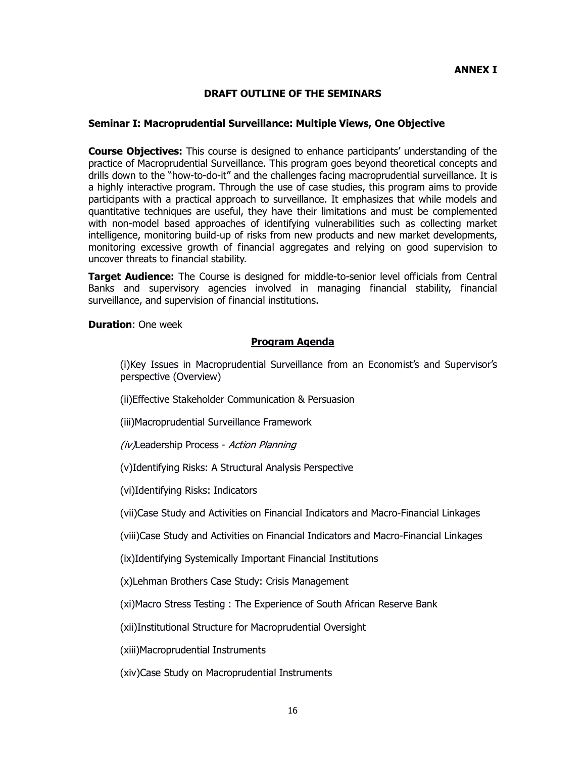**ANNEX I**

## DRAFT OUTLINE OF THE SEMINARS

### Seminar I: Macroprudential Surveillance: Multiple Views, One Objective

**Course Objectives:** This course is designed to enhance participants' understanding of the practice of Macroprudential Surveillance. This program goes beyond theoretical concepts and drills down to the "how-to-do-it" and the challenges facing macroprudential surveillance. It is a highly interactive program. Through the use of case studies, this program aims to provide participants with a practical approach to surveillance. It emphasizes that while models and quantitative techniques are useful, they have their limitations and must be complemented with non-model based approaches of identifying vulnerabilities such as collecting market intelligence, monitoring build-up of risks from new products and new market developments, monitoring excessive growth of financial aggregates and relying on good supervision to uncover threats to financial stability.

**Target Audience:** The Course is designed for middle-to-senior level officials from Central Banks and supervisory agencies involved in managing financial stability, financial surveillance, and supervision of financial institutions.

**Duration**: One week

**Program Agenda**

(i)Key Issues in Macroprudential Surveillance from an Economist's and Supervisor's perspective (Overview)

(ii)Effective Stakeholder Communication & Persuasion

(iii)Macroprudential Surveillance Framework

*(iv)*Leadership Process - *Action Planning*

(v)Identifying Risks: A Structural Analysis Perspective

(vi)Identifying Risks: Indicators

(vii)Case Study and Activities on Financial Indicators and Macro-Financial Linkages

(viii)Case Study and Activities on Financial Indicators and Macro-Financial Linkages

(ix)Identifying Systemically Important Financial Institutions

(x)Lehman Brothers Case Study: Crisis Management

(xi)Macro Stress Testing : The Experience of South African Reserve Bank

(xii)Institutional Structure for Macroprudential Oversight

(xiii)Macroprudential Instruments

(xiv)Case Study on Macroprudential Instruments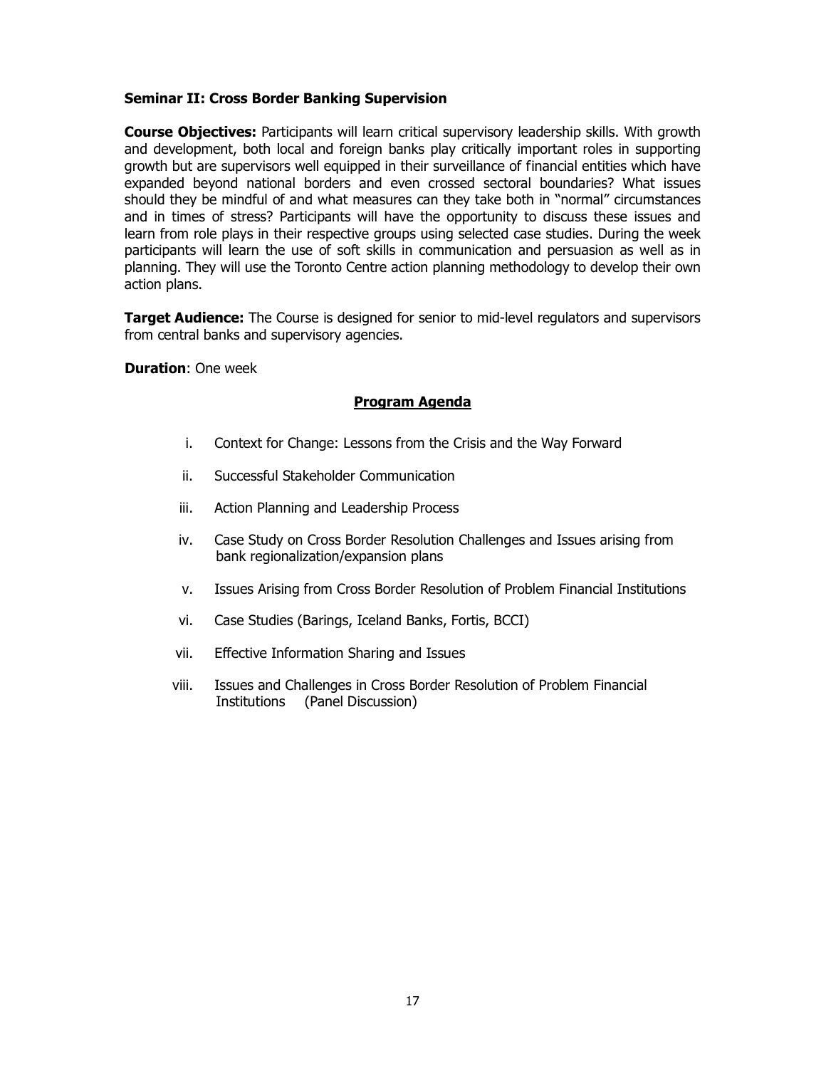## Seminar II: Cross Border Banking Supervision

**Course Objectives:** Participants will learn critical supervisory leadership skills. With growth and development, both local and foreign banks play critically important roles in supporting growth but are supervisors well equipped in their surveillance of financial entities which have expanded beyond national borders and even crossed sectoral boundaries? What issues should they be mindful of and what measures can they take both in "normal" circumstances and in times of stress? Participants will have the opportunity to discuss these issues and learn from role plays in their respective groups using selected case studies. During the week participants will learn the use of soft skills in communication and persuasion as well as in planning. They will use the Toronto Centre action planning methodology to develop their own action plans.

**Target Audience:** The Course is designed for senior to mid-level regulators and supervisors from central banks and supervisory agencies.

**Duration**: One week

### Program Agenda

i. Context for Change: Lessons from the Crisis and the Way Forward

ii. Successful Stakeholder Communication

iii. Action Planning and Leadership Process

iv. Case Study on Cross Border Resolution Challenges and Issues arising from bank regionalization/expansion plans

v. Issues Arising from Cross Border Resolution of Problem Financial Institutions

vi. Case Studies (Barings, Iceland Banks, Fortis, BCCI)

vii. Effective Information Sharing and Issues

viii. Issues and Challenges in Cross Border Resolution of Problem Financial Institutions (Panel Discussion)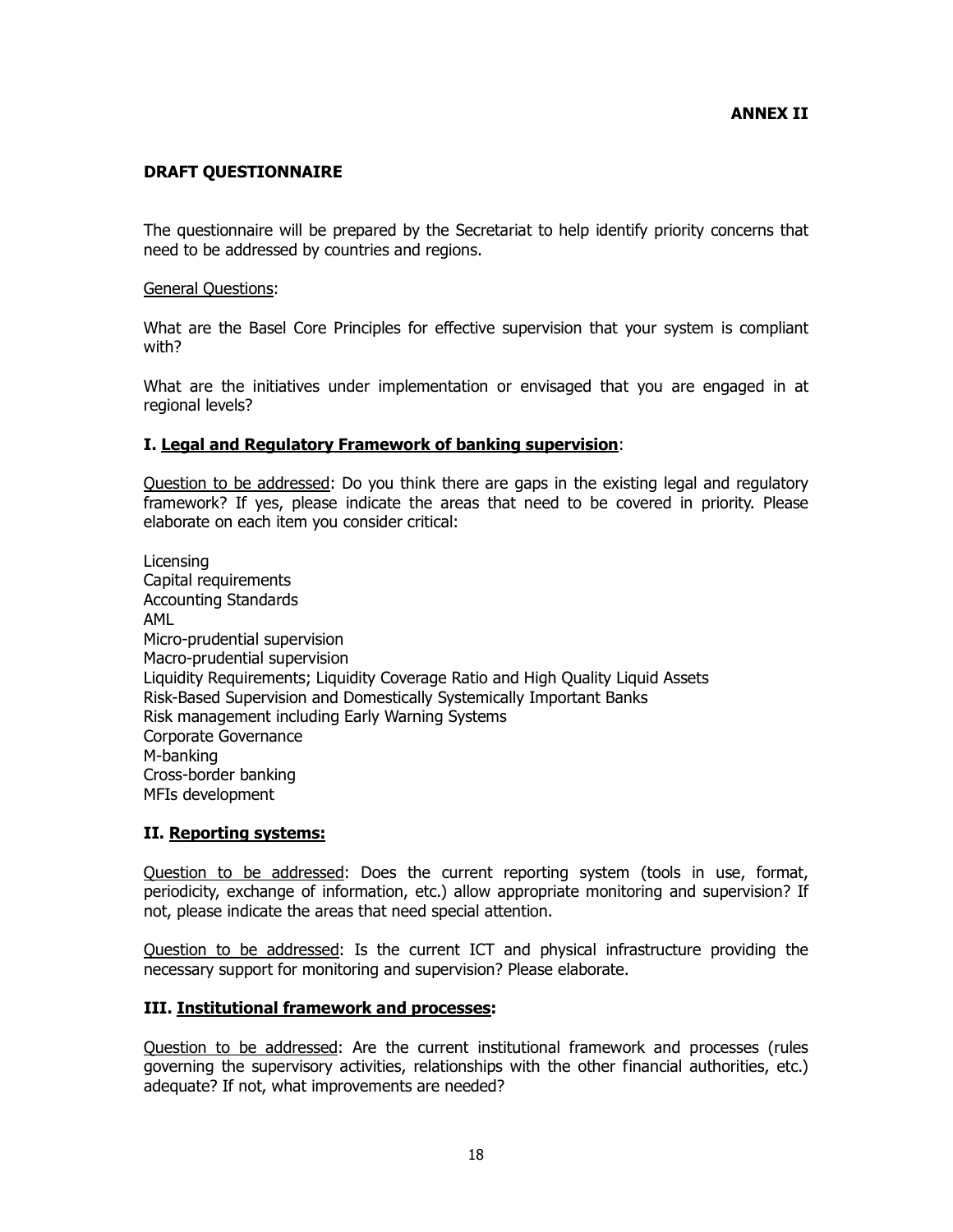**ANNEX II**

**DRAFT QUESTIONNAIRE**

The questionnaire will be prepared by the Secretariat to help identify priority concerns that need to be addressed by countries and regions.

<u>General Questions</u>:

What are the Basel Core Principles for effective supervision that your system is compliant with?

What are the initiatives under implementation or envisaged that you are engaged in at regional levels?

**I. <u>Legal and Regulatory Framework of banking supervision</u>**:

<u>Question to be addressed</u>: Do you think there are gaps in the existing legal and regulatory framework? If yes, please indicate the areas that need to be covered in priority. Please elaborate on each item you consider critical:

Licensing
Capital requirements
Accounting Standards
AML
Micro-prudential supervision
Macro-prudential supervision
Liquidity Requirements; Liquidity Coverage Ratio and High Quality Liquid Assets
Risk-Based Supervision and Domestically Systemically Important Banks
Risk management including Early Warning Systems
Corporate Governance
M-banking
Cross-border banking
MFIs development

**II. <u>Reporting systems:</u>**

<u>Question to be addressed</u>: Does the current reporting system (tools in use, format, periodicity, exchange of information, etc.) allow appropriate monitoring and supervision? If not, please indicate the areas that need special attention.

<u>Question to be addressed</u>: Is the current ICT and physical infrastructure providing the necessary support for monitoring and supervision? Please elaborate.

**III. <u>Institutional framework and processes</u>:**

<u>Question to be addressed</u>: Are the current institutional framework and processes (rules governing the supervisory activities, relationships with the other financial authorities, etc.) adequate? If not, what improvements are needed?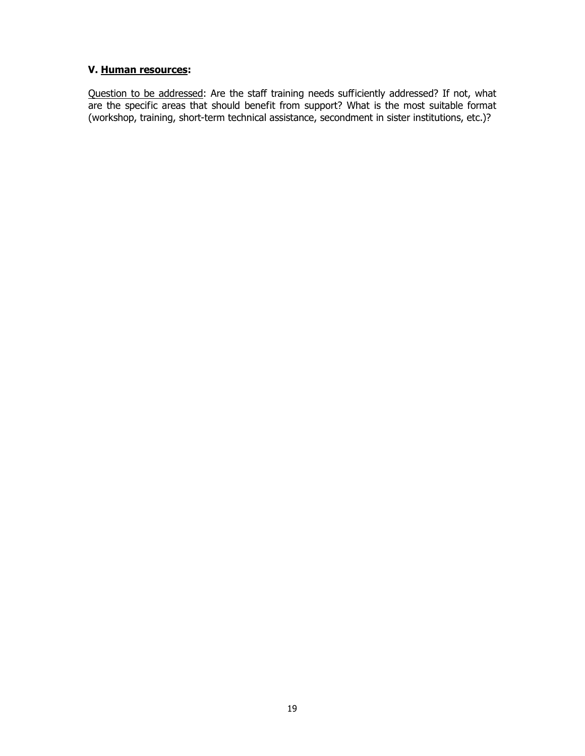### V. **Human resources:**

Question to be addressed: Are the staff training needs sufficiently addressed? If not, what are the specific areas that should benefit from support? What is the most suitable format (workshop, training, short-term technical assistance, secondment in sister institutions, etc.)?